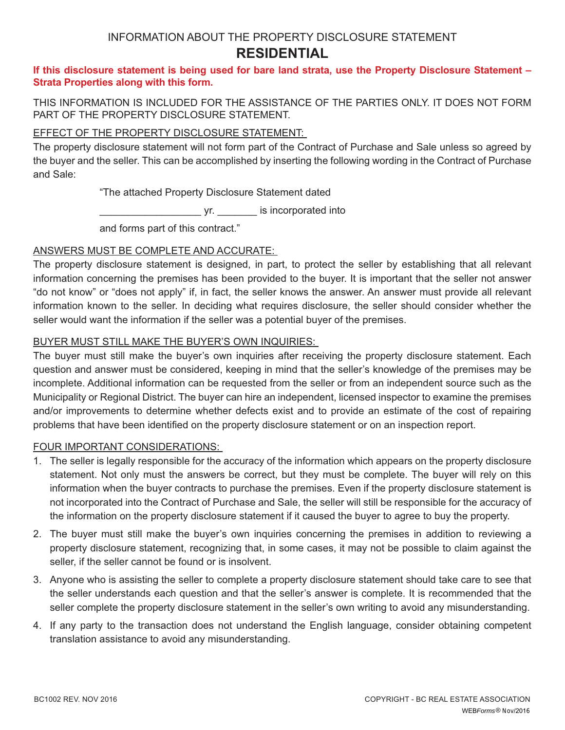# INFORMATION ABOUT THE PROPERTY DISCLOSURE STATEMENT

## RESIDENTIAL

**If this disclosure statement is being used for bare land strata, use the Property Disclosure Statement – Strata Properties along with this form.**

THIS INFORMATION IS INCLUDED FOR THE ASSISTANCE OF THE PARTIES ONLY. IT DOES NOT FORM PART OF THE PROPERTY DISCLOSURE STATEMENT.

EFFECT OF THE PROPERTY DISCLOSURE STATEMENT:

The property disclosure statement will not form part of the Contract of Purchase and Sale unless so agreed by the buyer and the seller. This can be accomplished by inserting the following wording in the Contract of Purchase and Sale:

> "The attached Property Disclosure Statement dated
>
> __________________ yr. _______ is incorporated into
>
> and forms part of this contract."

ANSWERS MUST BE COMPLETE AND ACCURATE:

The property disclosure statement is designed, in part, to protect the seller by establishing that all relevant information concerning the premises has been provided to the buyer. It is important that the seller not answer "do not know" or "does not apply" if, in fact, the seller knows the answer. An answer must provide all relevant information known to the seller. In deciding what requires disclosure, the seller should consider whether the seller would want the information if the seller was a potential buyer of the premises.

BUYER MUST STILL MAKE THE BUYER'S OWN INQUIRIES:

The buyer must still make the buyer's own inquiries after receiving the property disclosure statement. Each question and answer must be considered, keeping in mind that the seller's knowledge of the premises may be incomplete. Additional information can be requested from the seller or from an independent source such as the Municipality or Regional District. The buyer can hire an independent, licensed inspector to examine the premises and/or improvements to determine whether defects exist and to provide an estimate of the cost of repairing problems that have been identified on the property disclosure statement or on an inspection report.

FOUR IMPORTANT CONSIDERATIONS:

1. The seller is legally responsible for the accuracy of the information which appears on the property disclosure statement. Not only must the answers be correct, but they must be complete. The buyer will rely on this information when the buyer contracts to purchase the premises. Even if the property disclosure statement is not incorporated into the Contract of Purchase and Sale, the seller will still be responsible for the accuracy of the information on the property disclosure statement if it caused the buyer to agree to buy the property.
2. The buyer must still make the buyer's own inquiries concerning the premises in addition to reviewing a property disclosure statement, recognizing that, in some cases, it may not be possible to claim against the seller, if the seller cannot be found or is insolvent.
3. Anyone who is assisting the seller to complete a property disclosure statement should take care to see that the seller understands each question and that the seller's answer is complete. It is recommended that the seller complete the property disclosure statement in the seller's own writing to avoid any misunderstanding.
4. If any party to the transaction does not understand the English language, consider obtaining competent translation assistance to avoid any misunderstanding.

BC1002 REV. NOV 2016

COPYRIGHT - BC REAL ESTATE ASSOCIATION

WEB*Forms*® Nov/2016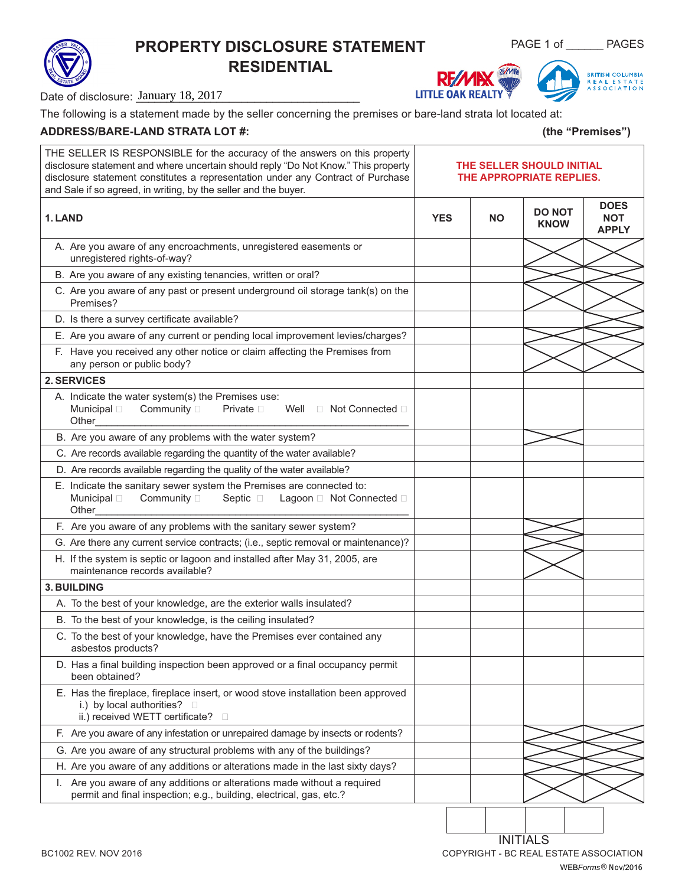# PROPERTY DISCLOSURE STATEMENT RESIDENTIAL

PAGE 1 of ______ PAGES

Date of disclosure: January 18, 2017

The following is a statement made by the seller concerning the premises or bare-land strata lot located at:

**ADDRESS/BARE-LAND STRATA LOT #:** **(the "Premises")**

| THE SELLER IS RESPONSIBLE for the accuracy of the answers on this property disclosure statement and where uncertain should reply "Do Not Know." This property disclosure statement constitutes a representation under any Contract of Purchase and Sale if so agreed, in writing, by the seller and the buyer. | THE SELLER SHOULD INITIAL THE APPROPRIATE REPLIES. | | | |
|---|---|---|---|---|
| **1. LAND** | **YES** | **NO** | **DO NOT KNOW** | **DOES NOT APPLY** |
| A. Are you aware of any encroachments, unregistered easements or unregistered rights-of-way? | | | X | X |
| B. Are you aware of any existing tenancies, written or oral? | | | X | X |
| C. Are you aware of any past or present underground oil storage tank(s) on the Premises? | | | X | X |
| D. Is there a survey certificate available? | | | | X |
| E. Are you aware of any current or pending local improvement levies/charges? | | | X | X |
| F. Have you received any other notice or claim affecting the Premises from any person or public body? | | | X | X |
| **2. SERVICES** | | | | |
| A. Indicate the water system(s) the Premises use: Municipal ☐ Community ☐ Private ☐ Well ☐ Not Connected ☐ Other______ | | | | |
| B. Are you aware of any problems with the water system? | | | X | |
| C. Are records available regarding the quantity of the water available? | | | | |
| D. Are records available regarding the quality of the water available? | | | | |
| E. Indicate the sanitary sewer system the Premises are connected to: Municipal ☐ Community ☐ Septic ☐ Lagoon ☐ Not Connected ☐ Other______ | | | | |
| F. Are you aware of any problems with the sanitary sewer system? | | | X | |
| G. Are there any current service contracts; (i.e., septic removal or maintenance)? | | | X | |
| H. If the system is septic or lagoon and installed after May 31, 2005, are maintenance records available? | | | X | |
| **3. BUILDING** | | | | |
| A. To the best of your knowledge, are the exterior walls insulated? | | | | |
| B. To the best of your knowledge, is the ceiling insulated? | | | | |
| C. To the best of your knowledge, have the Premises ever contained any asbestos products? | | | | |
| D. Has a final building inspection been approved or a final occupancy permit been obtained? | | | | |
| E. Has the fireplace, fireplace insert, or wood stove installation been approved i.) by local authorities? ☐ ii.) received WETT certificate? ☐ | | | | |
| F. Are you aware of any infestation or unrepaired damage by insects or rodents? | | | X | X |
| G. Are you aware of any structural problems with any of the buildings? | | | X | X |
| H. Are you aware of any additions or alterations made in the last sixty days? | | | X | X |
| I. Are you aware of any additions or alterations made without a required permit and final inspection; e.g., building, electrical, gas, etc.? | | | X | X |

INITIALS

BC1002 REV. NOV 2016

COPYRIGHT - BC REAL ESTATE ASSOCIATION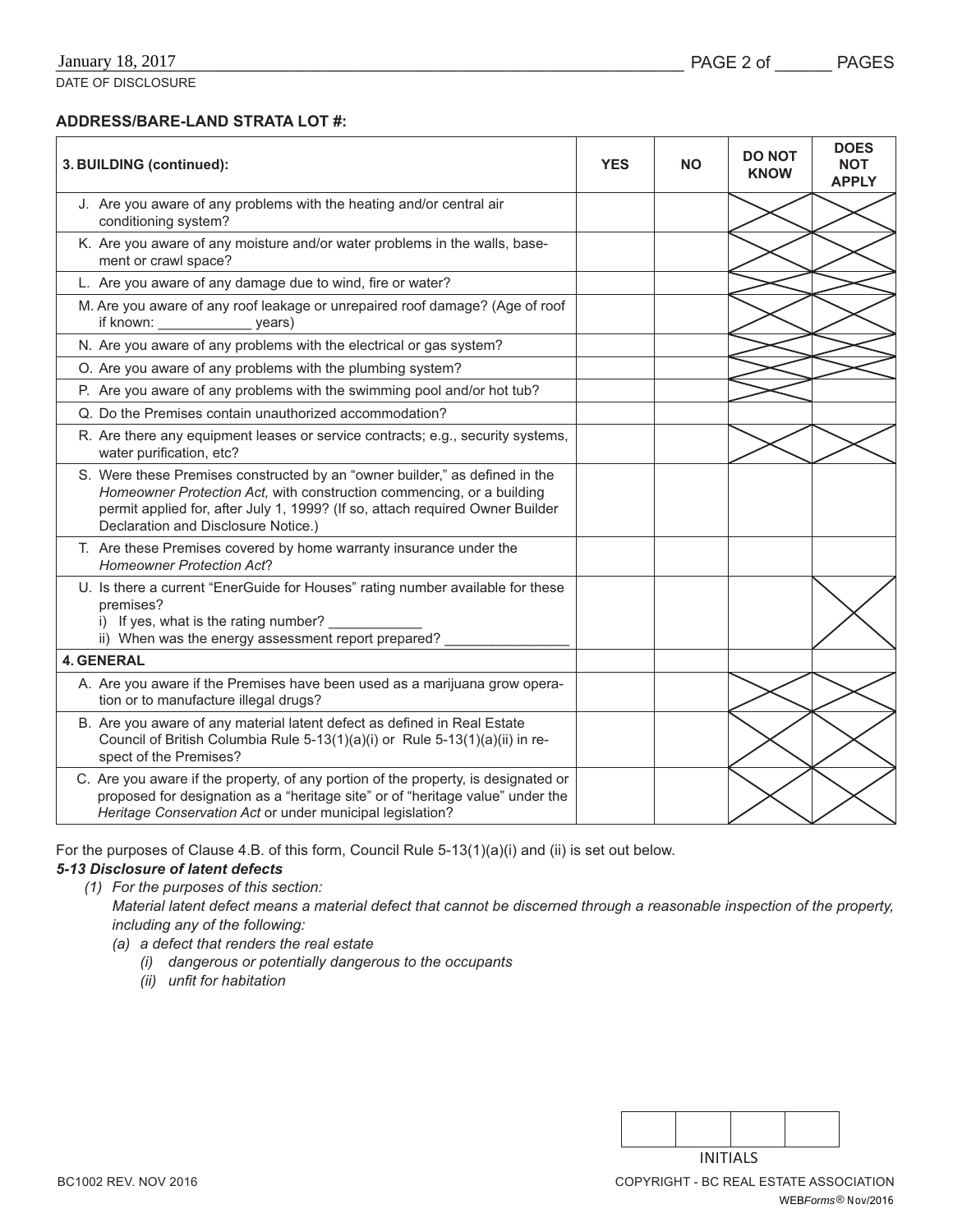January 18, 2017

DATE OF DISCLOSURE

**ADDRESS/BARE-LAND STRATA LOT #:**

| 3. BUILDING (continued): | YES | NO | DO NOT KNOW | DOES NOT APPLY |
|---|---|---|---|---|
| J. Are you aware of any problems with the heating and/or central air conditioning system? | | | X | X |
| K. Are you aware of any moisture and/or water problems in the walls, basement or crawl space? | | | X | X |
| L. Are you aware of any damage due to wind, fire or water? | | | X | X |
| M. Are you aware of any roof leakage or unrepaired roof damage? (Age of roof if known: ____________ years) | | | X | X |
| N. Are you aware of any problems with the electrical or gas system? | | | X | X |
| O. Are you aware of any problems with the plumbing system? | | | X | X |
| P. Are you aware of any problems with the swimming pool and/or hot tub? | | | X | |
| Q. Do the Premises contain unauthorized accommodation? | | | | |
| R. Are there any equipment leases or service contracts; e.g., security systems, water purification, etc? | | | X | X |
| S. Were these Premises constructed by an "owner builder," as defined in the *Homeowner Protection Act,* with construction commencing, or a building permit applied for, after July 1, 1999? (If so, attach required Owner Builder Declaration and Disclosure Notice.) | | | | |
| T. Are these Premises covered by home warranty insurance under the *Homeowner Protection Act*? | | | | |
| U. Is there a current "EnerGuide for Houses" rating number available for these premises?<br>i) If yes, what is the rating number? ____________<br>ii) When was the energy assessment report prepared? ________________ | | | | X |
| **4. GENERAL** | | | | |
| A. Are you aware if the Premises have been used as a marijuana grow operation or to manufacture illegal drugs? | | | X | X |
| B. Are you aware of any material latent defect as defined in Real Estate Council of British Columbia Rule 5-13(1)(a)(i) or Rule 5-13(1)(a)(ii) in respect of the Premises? | | | X | X |
| C. Are you aware if the property, of any portion of the property, is designated or proposed for designation as a "heritage site" or of "heritage value" under the *Heritage Conservation Act* or under municipal legislation? | | | X | X |

For the purposes of Clause 4.B. of this form, Council Rule 5-13(1)(a)(i) and (ii) is set out below.

***5-13 Disclosure of latent defects***

*(1) For the purposes of this section:*

*Material latent defect means a material defect that cannot be discerned through a reasonable inspection of the property, including any of the following:*

*(a) a defect that renders the real estate*

*(i) dangerous or potentially dangerous to the occupants*

*(ii) unfit for habitation*

| | | | |
|---|---|---|---|
| | | | |

INITIALS

BC1002 REV. NOV 2016

COPYRIGHT - BC REAL ESTATE ASSOCIATION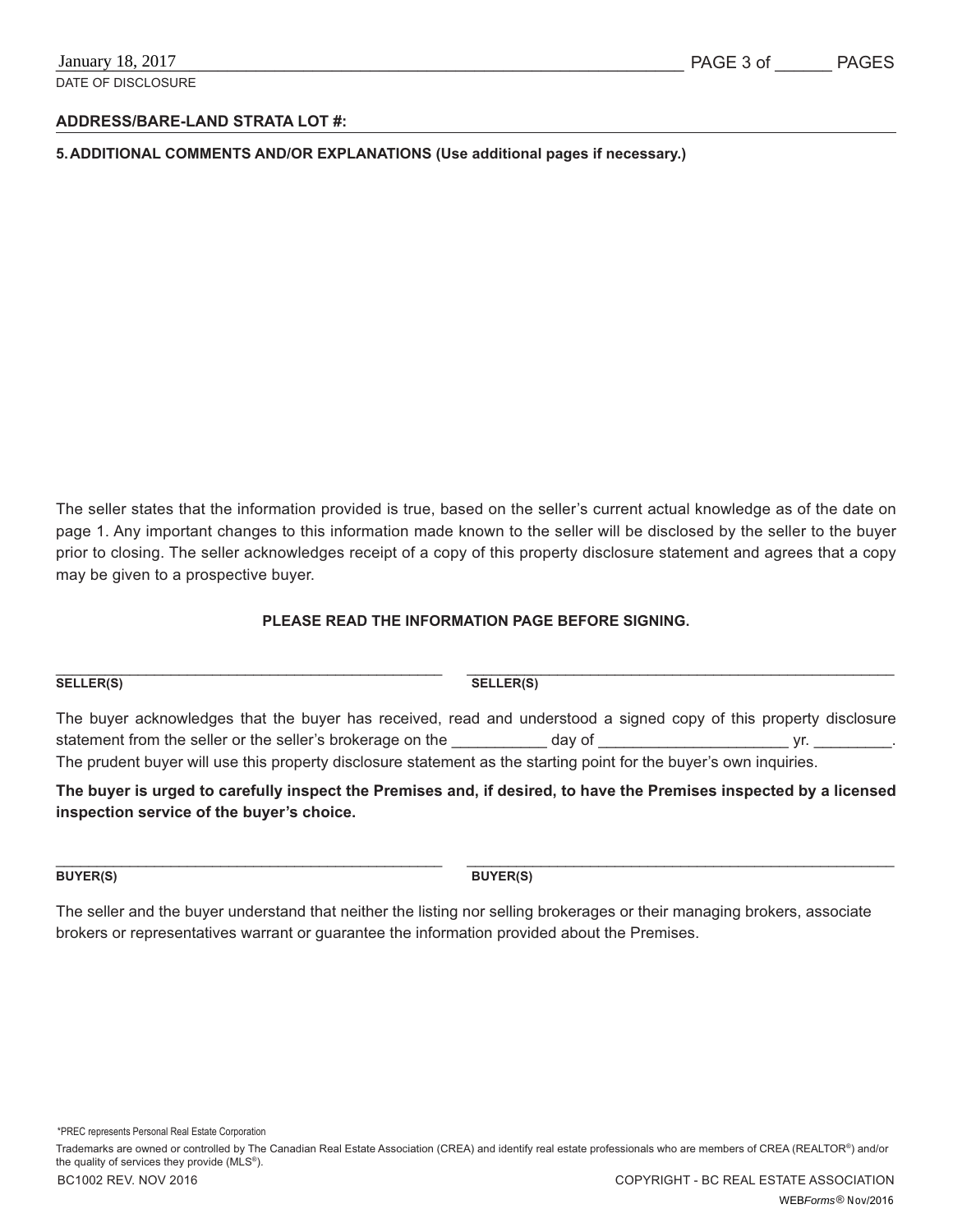January 18, 2017

DATE OF DISCLOSURE

**ADDRESS/BARE-LAND STRATA LOT #:**

**5. ADDITIONAL COMMENTS AND/OR EXPLANATIONS (Use additional pages if necessary.)**

The seller states that the information provided is true, based on the seller's current actual knowledge as of the date on page 1. Any important changes to this information made known to the seller will be disclosed by the seller to the buyer prior to closing. The seller acknowledges receipt of a copy of this property disclosure statement and agrees that a copy may be given to a prospective buyer.

**PLEASE READ THE INFORMATION PAGE BEFORE SIGNING.**

_______________________________________________ _______________________________________________

**SELLER(S)** **SELLER(S)**

The buyer acknowledges that the buyer has received, read and understood a signed copy of this property disclosure statement from the seller or the seller's brokerage on the ___________ day of ______________________ yr. _________. The prudent buyer will use this property disclosure statement as the starting point for the buyer's own inquiries.

**The buyer is urged to carefully inspect the Premises and, if desired, to have the Premises inspected by a licensed inspection service of the buyer's choice.**

_______________________________________________ _______________________________________________

**BUYER(S)** **BUYER(S)**

The seller and the buyer understand that neither the listing nor selling brokerages or their managing brokers, associate brokers or representatives warrant or guarantee the information provided about the Premises.

*PREC represents Personal Real Estate Corporation

Trademarks are owned or controlled by The Canadian Real Estate Association (CREA) and identify real estate professionals who are members of CREA (REALTOR®) and/or the quality of services they provide (MLS®).

BC1002 REV. NOV 2016 COPYRIGHT - BC REAL ESTATE ASSOCIATION

WEB*Forms*® Nov/2016